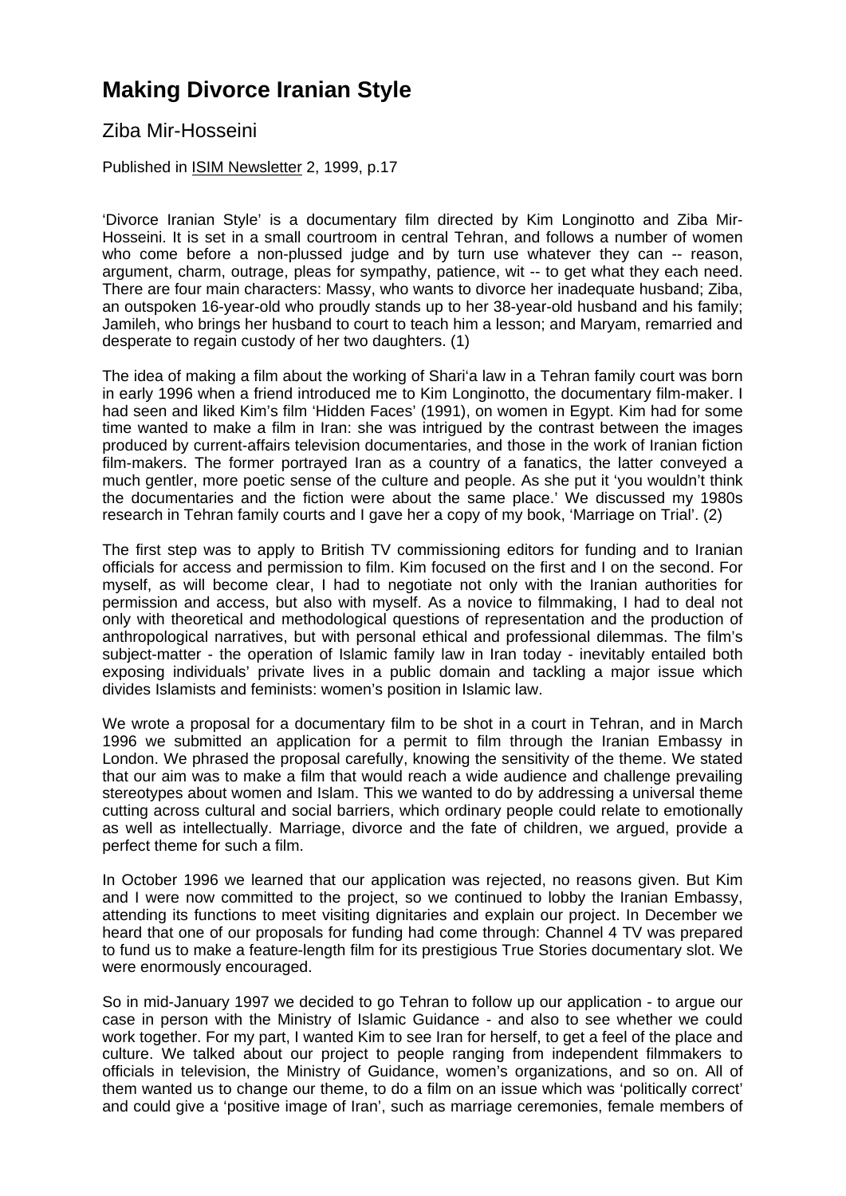# Making Divorce Iranian Style

## Ziba Mir-Hosseini

Published in ISIM Newsletter 2, 1999, p.17

'Divorce Iranian Style' is a documentary film directed by Kim Longinotto and Ziba Mir-Hosseini. It is set in a small courtroom in central Tehran, and follows a number of women who come before a non-plussed judge and by turn use whatever they can -- reason, argument, charm, outrage, pleas for sympathy, patience, wit -- to get what they each need. There are four main characters: Massy, who wants to divorce her inadequate husband; Ziba, an outspoken 16-year-old who proudly stands up to her 38-year-old husband and his family; Jamileh, who brings her husband to court to teach him a lesson; and Maryam, remarried and desperate to regain custody of her two daughters. (1)

The idea of making a film about the working of Shari'a law in a Tehran family court was born in early 1996 when a friend introduced me to Kim Longinotto, the documentary film-maker. I had seen and liked Kim's film 'Hidden Faces' (1991), on women in Egypt. Kim had for some time wanted to make a film in Iran: she was intrigued by the contrast between the images produced by current-affairs television documentaries, and those in the work of Iranian fiction film-makers. The former portrayed Iran as a country of a fanatics, the latter conveyed a much gentler, more poetic sense of the culture and people. As she put it 'you wouldn't think the documentaries and the fiction were about the same place.' We discussed my 1980s research in Tehran family courts and I gave her a copy of my book, 'Marriage on Trial'. (2)

The first step was to apply to British TV commissioning editors for funding and to Iranian officials for access and permission to film. Kim focused on the first and I on the second. For myself, as will become clear, I had to negotiate not only with the Iranian authorities for permission and access, but also with myself. As a novice to filmmaking, I had to deal not only with theoretical and methodological questions of representation and the production of anthropological narratives, but with personal ethical and professional dilemmas. The film's subject-matter - the operation of Islamic family law in Iran today - inevitably entailed both exposing individuals' private lives in a public domain and tackling a major issue which divides Islamists and feminists: women's position in Islamic law.

We wrote a proposal for a documentary film to be shot in a court in Tehran, and in March 1996 we submitted an application for a permit to film through the Iranian Embassy in London. We phrased the proposal carefully, knowing the sensitivity of the theme. We stated that our aim was to make a film that would reach a wide audience and challenge prevailing stereotypes about women and Islam. This we wanted to do by addressing a universal theme cutting across cultural and social barriers, which ordinary people could relate to emotionally as well as intellectually. Marriage, divorce and the fate of children, we argued, provide a perfect theme for such a film.

In October 1996 we learned that our application was rejected, no reasons given. But Kim and I were now committed to the project, so we continued to lobby the Iranian Embassy, attending its functions to meet visiting dignitaries and explain our project. In December we heard that one of our proposals for funding had come through: Channel 4 TV was prepared to fund us to make a feature-length film for its prestigious True Stories documentary slot. We were enormously encouraged.

So in mid-January 1997 we decided to go Tehran to follow up our application - to argue our case in person with the Ministry of Islamic Guidance - and also to see whether we could work together. For my part, I wanted Kim to see Iran for herself, to get a feel of the place and culture. We talked about our project to people ranging from independent filmmakers to officials in television, the Ministry of Guidance, women's organizations, and so on. All of them wanted us to change our theme, to do a film on an issue which was 'politically correct' and could give a 'positive image of Iran', such as marriage ceremonies, female members of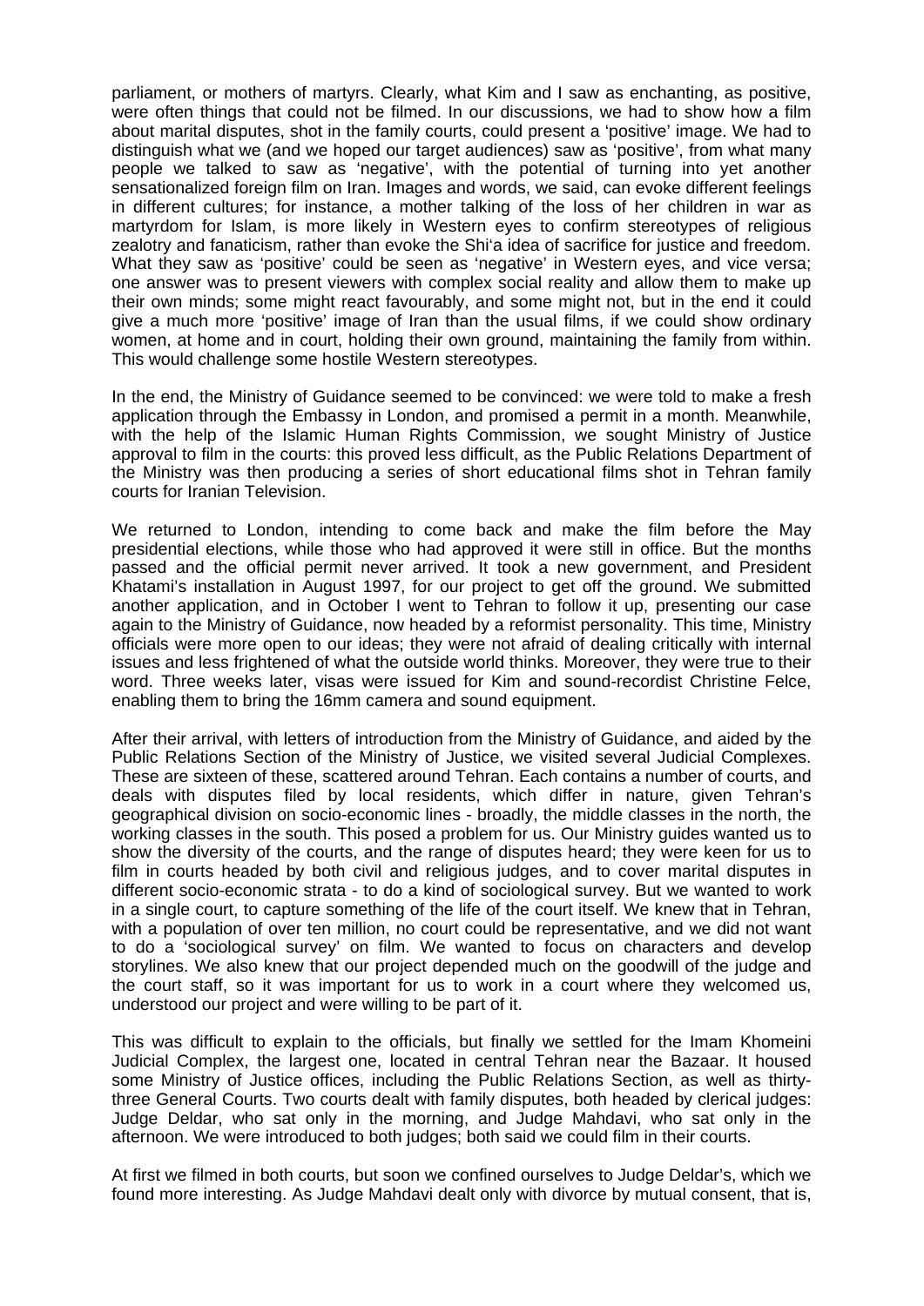parliament, or mothers of martyrs. Clearly, what Kim and I saw as enchanting, as positive, were often things that could not be filmed. In our discussions, we had to show how a film about marital disputes, shot in the family courts, could present a 'positive' image. We had to distinguish what we (and we hoped our target audiences) saw as 'positive', from what many people we talked to saw as 'negative', with the potential of turning into yet another sensationalized foreign film on Iran. Images and words, we said, can evoke different feelings in different cultures; for instance, a mother talking of the loss of her children in war as martyrdom for Islam, is more likely in Western eyes to confirm stereotypes of religious zealotry and fanaticism, rather than evoke the Shi'a idea of sacrifice for justice and freedom. What they saw as 'positive' could be seen as 'negative' in Western eyes, and vice versa; one answer was to present viewers with complex social reality and allow them to make up their own minds; some might react favourably, and some might not, but in the end it could give a much more 'positive' image of Iran than the usual films, if we could show ordinary women, at home and in court, holding their own ground, maintaining the family from within. This would challenge some hostile Western stereotypes.

In the end, the Ministry of Guidance seemed to be convinced: we were told to make a fresh application through the Embassy in London, and promised a permit in a month. Meanwhile, with the help of the Islamic Human Rights Commission, we sought Ministry of Justice approval to film in the courts: this proved less difficult, as the Public Relations Department of the Ministry was then producing a series of short educational films shot in Tehran family courts for Iranian Television.

We returned to London, intending to come back and make the film before the May presidential elections, while those who had approved it were still in office. But the months passed and the official permit never arrived. It took a new government, and President Khatami's installation in August 1997, for our project to get off the ground. We submitted another application, and in October I went to Tehran to follow it up, presenting our case again to the Ministry of Guidance, now headed by a reformist personality. This time, Ministry officials were more open to our ideas; they were not afraid of dealing critically with internal issues and less frightened of what the outside world thinks. Moreover, they were true to their word. Three weeks later, visas were issued for Kim and sound-recordist Christine Felce, enabling them to bring the 16mm camera and sound equipment.

After their arrival, with letters of introduction from the Ministry of Guidance, and aided by the Public Relations Section of the Ministry of Justice, we visited several Judicial Complexes. These are sixteen of these, scattered around Tehran. Each contains a number of courts, and deals with disputes filed by local residents, which differ in nature, given Tehran's geographical division on socio-economic lines - broadly, the middle classes in the north, the working classes in the south. This posed a problem for us. Our Ministry guides wanted us to show the diversity of the courts, and the range of disputes heard; they were keen for us to film in courts headed by both civil and religious judges, and to cover marital disputes in different socio-economic strata - to do a kind of sociological survey. But we wanted to work in a single court, to capture something of the life of the court itself. We knew that in Tehran, with a population of over ten million, no court could be representative, and we did not want to do a 'sociological survey' on film. We wanted to focus on characters and develop storylines. We also knew that our project depended much on the goodwill of the judge and the court staff, so it was important for us to work in a court where they welcomed us, understood our project and were willing to be part of it.

This was difficult to explain to the officials, but finally we settled for the Imam Khomeini Judicial Complex, the largest one, located in central Tehran near the Bazaar. It housed some Ministry of Justice offices, including the Public Relations Section, as well as thirty-three General Courts. Two courts dealt with family disputes, both headed by clerical judges: Judge Deldar, who sat only in the morning, and Judge Mahdavi, who sat only in the afternoon. We were introduced to both judges; both said we could film in their courts.

At first we filmed in both courts, but soon we confined ourselves to Judge Deldar's, which we found more interesting. As Judge Mahdavi dealt only with divorce by mutual consent, that is,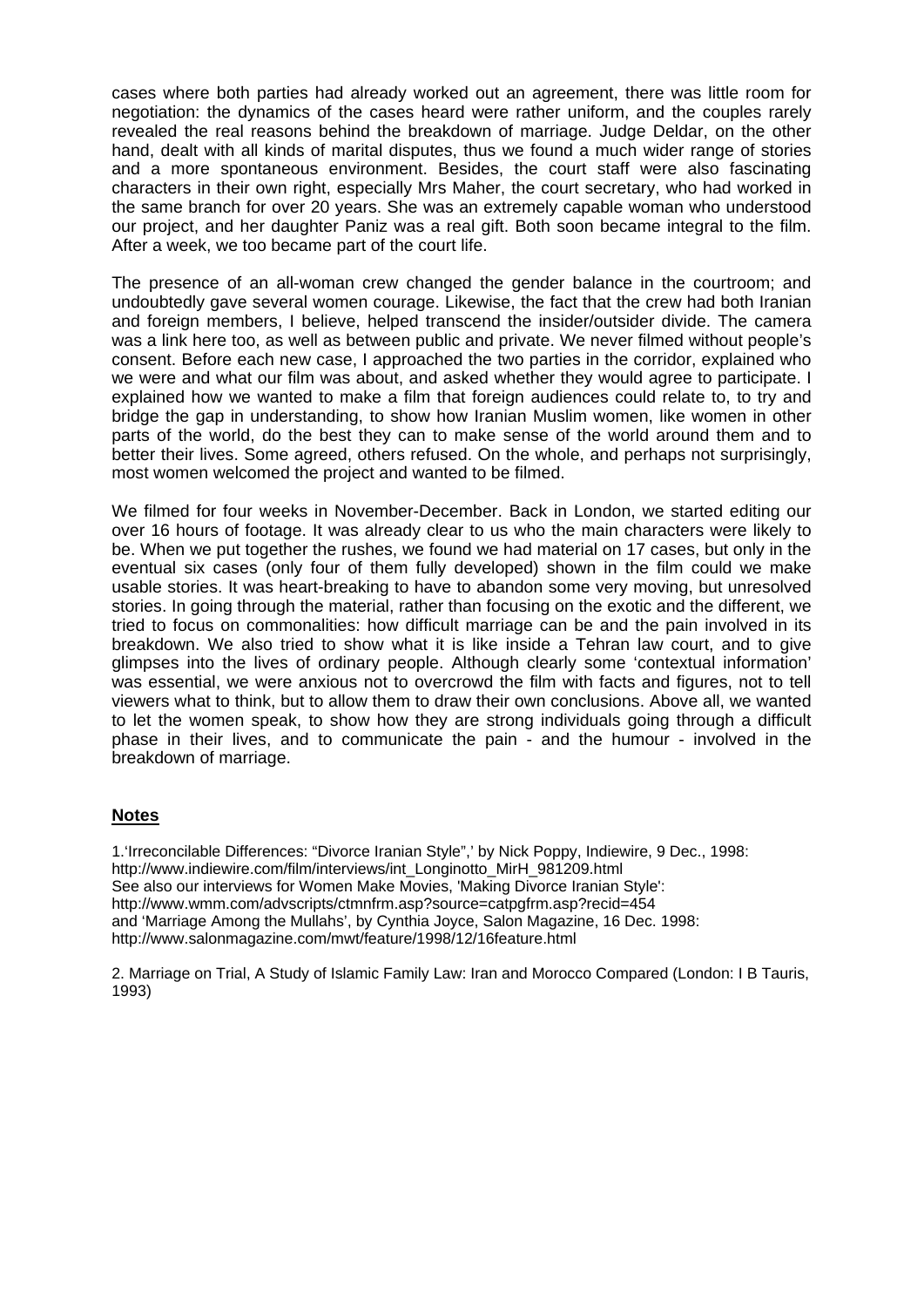cases where both parties had already worked out an agreement, there was little room for negotiation: the dynamics of the cases heard were rather uniform, and the couples rarely revealed the real reasons behind the breakdown of marriage. Judge Deldar, on the other hand, dealt with all kinds of marital disputes, thus we found a much wider range of stories and a more spontaneous environment. Besides, the court staff were also fascinating characters in their own right, especially Mrs Maher, the court secretary, who had worked in the same branch for over 20 years. She was an extremely capable woman who understood our project, and her daughter Paniz was a real gift. Both soon became integral to the film. After a week, we too became part of the court life.

The presence of an all-woman crew changed the gender balance in the courtroom; and undoubtedly gave several women courage. Likewise, the fact that the crew had both Iranian and foreign members, I believe, helped transcend the insider/outsider divide. The camera was a link here too, as well as between public and private. We never filmed without people's consent. Before each new case, I approached the two parties in the corridor, explained who we were and what our film was about, and asked whether they would agree to participate. I explained how we wanted to make a film that foreign audiences could relate to, to try and bridge the gap in understanding, to show how Iranian Muslim women, like women in other parts of the world, do the best they can to make sense of the world around them and to better their lives. Some agreed, others refused. On the whole, and perhaps not surprisingly, most women welcomed the project and wanted to be filmed.

We filmed for four weeks in November-December. Back in London, we started editing our over 16 hours of footage. It was already clear to us who the main characters were likely to be. When we put together the rushes, we found we had material on 17 cases, but only in the eventual six cases (only four of them fully developed) shown in the film could we make usable stories. It was heart-breaking to have to abandon some very moving, but unresolved stories. In going through the material, rather than focusing on the exotic and the different, we tried to focus on commonalities: how difficult marriage can be and the pain involved in its breakdown. We also tried to show what it is like inside a Tehran law court, and to give glimpses into the lives of ordinary people. Although clearly some 'contextual information' was essential, we were anxious not to overcrowd the film with facts and figures, not to tell viewers what to think, but to allow them to draw their own conclusions. Above all, we wanted to let the women speak, to show how they are strong individuals going through a difficult phase in their lives, and to communicate the pain - and the humour - involved in the breakdown of marriage.

## Notes

1. 'Irreconcilable Differences: "Divorce Iranian Style",' by Nick Poppy, Indiewire, 9 Dec., 1998: http://www.indiewire.com/film/interviews/int_Longinotto_MirH_981209.html
See also our interviews for Women Make Movies, 'Making Divorce Iranian Style': http://www.wmm.com/advscripts/ctmnfrm.asp?source=catpgfrm.asp?recid=454
and 'Marriage Among the Mullahs', by Cynthia Joyce, Salon Magazine, 16 Dec. 1998: http://www.salonmagazine.com/mwt/feature/1998/12/16feature.html

2. Marriage on Trial, A Study of Islamic Family Law: Iran and Morocco Compared (London: I B Tauris, 1993)